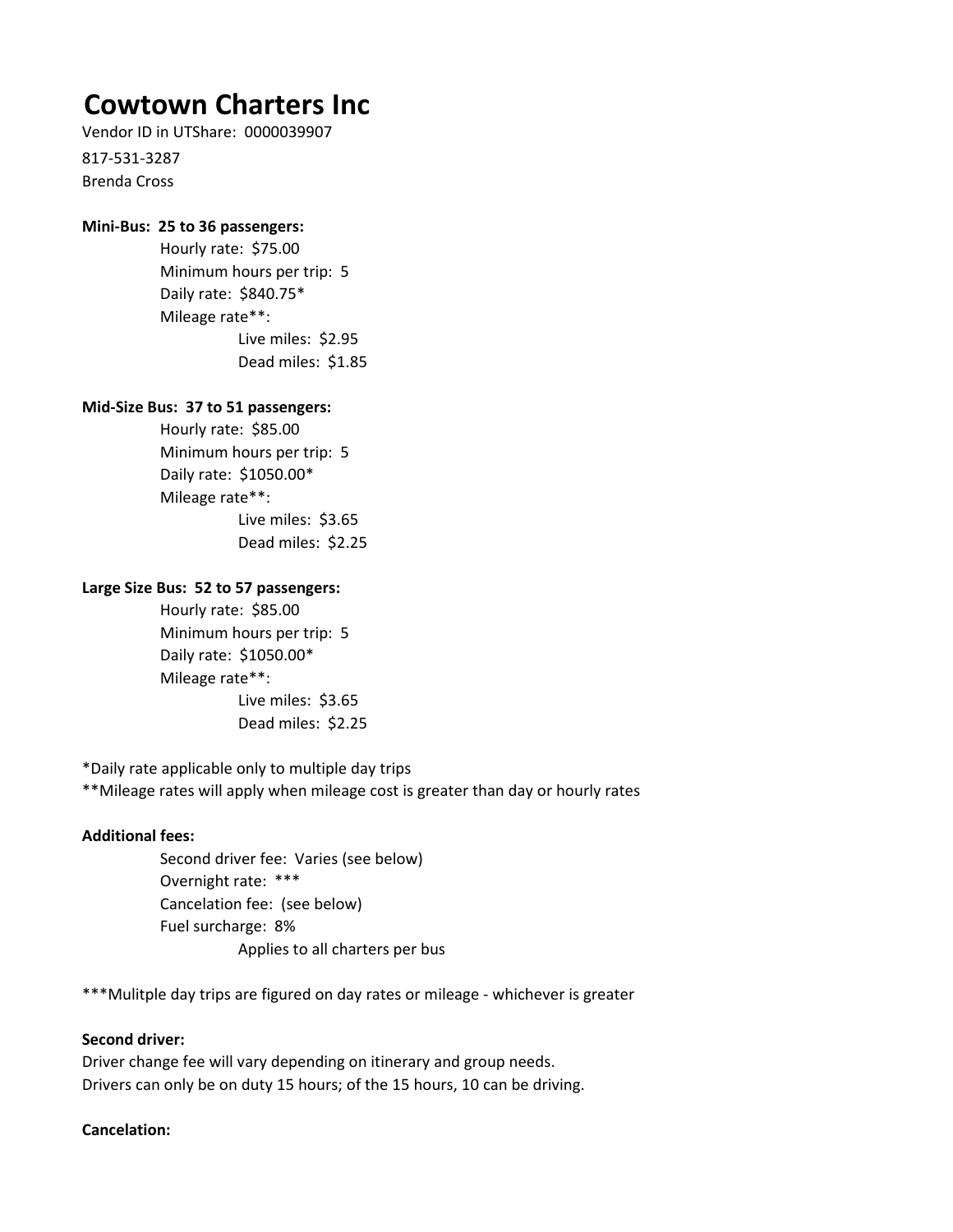# Cowtown Charters Inc

Vendor ID in UTShare: 0000039907

817-531-3287

Brenda Cross

**Mini-Bus: 25 to 36 passengers:**

- Hourly rate: $75.00
- Minimum hours per trip: 5
- Daily rate: $840.75*
- Mileage rate**:
  - Live miles: $2.95
  - Dead miles: $1.85

**Mid-Size Bus: 37 to 51 passengers:**

- Hourly rate: $85.00
- Minimum hours per trip: 5
- Daily rate: $1050.00*
- Mileage rate**:
  - Live miles: $3.65
  - Dead miles: $2.25

**Large Size Bus: 52 to 57 passengers:**

- Hourly rate: $85.00
- Minimum hours per trip: 5
- Daily rate: $1050.00*
- Mileage rate**:
  - Live miles: $3.65
  - Dead miles: $2.25

*Daily rate applicable only to multiple day trips

**Mileage rates will apply when mileage cost is greater than day or hourly rates

**Additional fees:**

- Second driver fee: Varies (see below)
- Overnight rate: ***
- Cancelation fee: (see below)
- Fuel surcharge: 8%
  - Applies to all charters per bus

***Mulitple day trips are figured on day rates or mileage - whichever is greater

**Second driver:**

Driver change fee will vary depending on itinerary and group needs.

Drivers can only be on duty 15 hours; of the 15 hours, 10 can be driving.

**Cancelation:**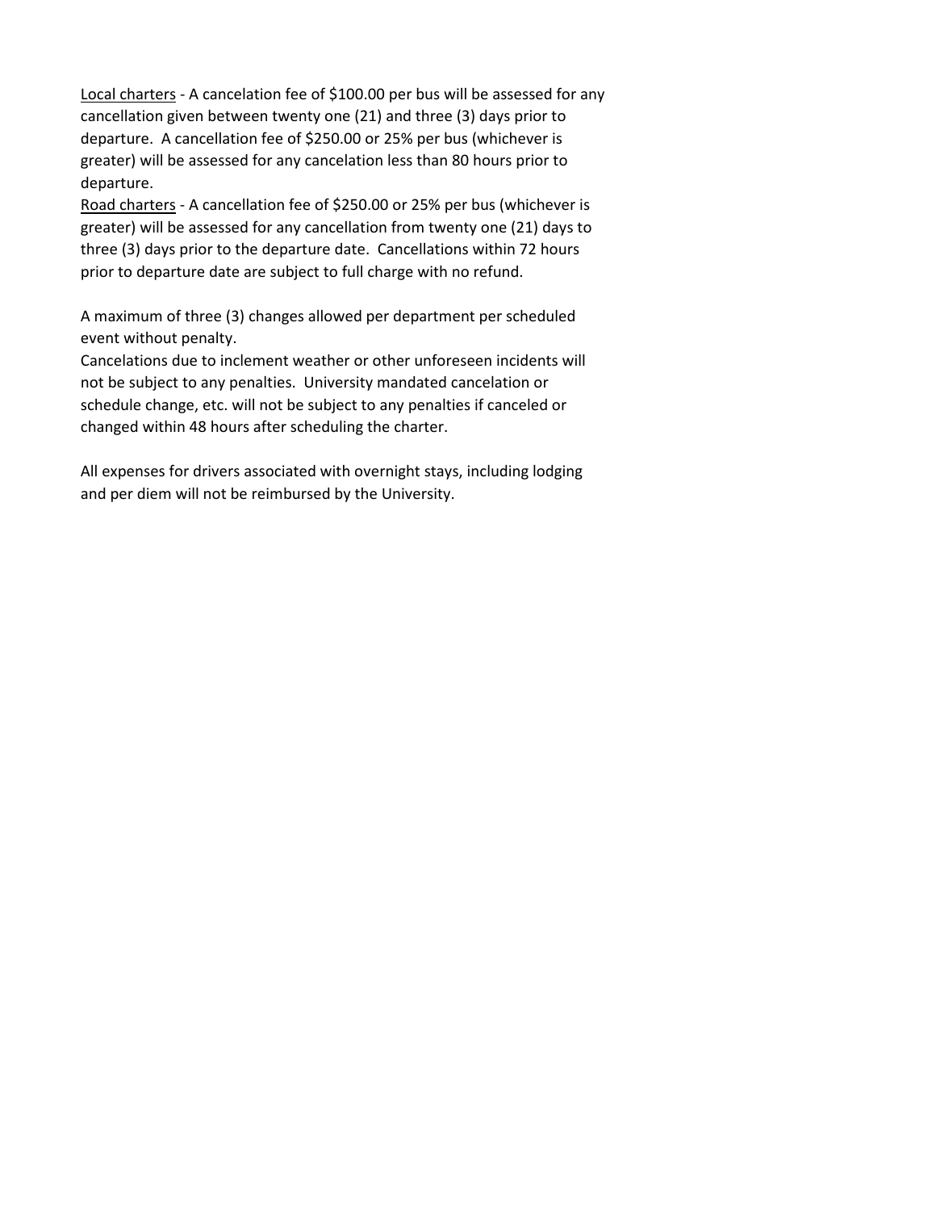<u>Local charters</u> - A cancelation fee of $100.00 per bus will be assessed for any cancellation given between twenty one (21) and three (3) days prior to departure. A cancellation fee of $250.00 or 25% per bus (whichever is greater) will be assessed for any cancelation less than 80 hours prior to departure.

<u>Road charters</u> - A cancellation fee of $250.00 or 25% per bus (whichever is greater) will be assessed for any cancellation from twenty one (21) days to three (3) days prior to the departure date. Cancellations within 72 hours prior to departure date are subject to full charge with no refund.

A maximum of three (3) changes allowed per department per scheduled event without penalty.

Cancelations due to inclement weather or other unforeseen incidents will not be subject to any penalties. University mandated cancelation or schedule change, etc. will not be subject to any penalties if canceled or changed within 48 hours after scheduling the charter.

All expenses for drivers associated with overnight stays, including lodging and per diem will not be reimbursed by the University.